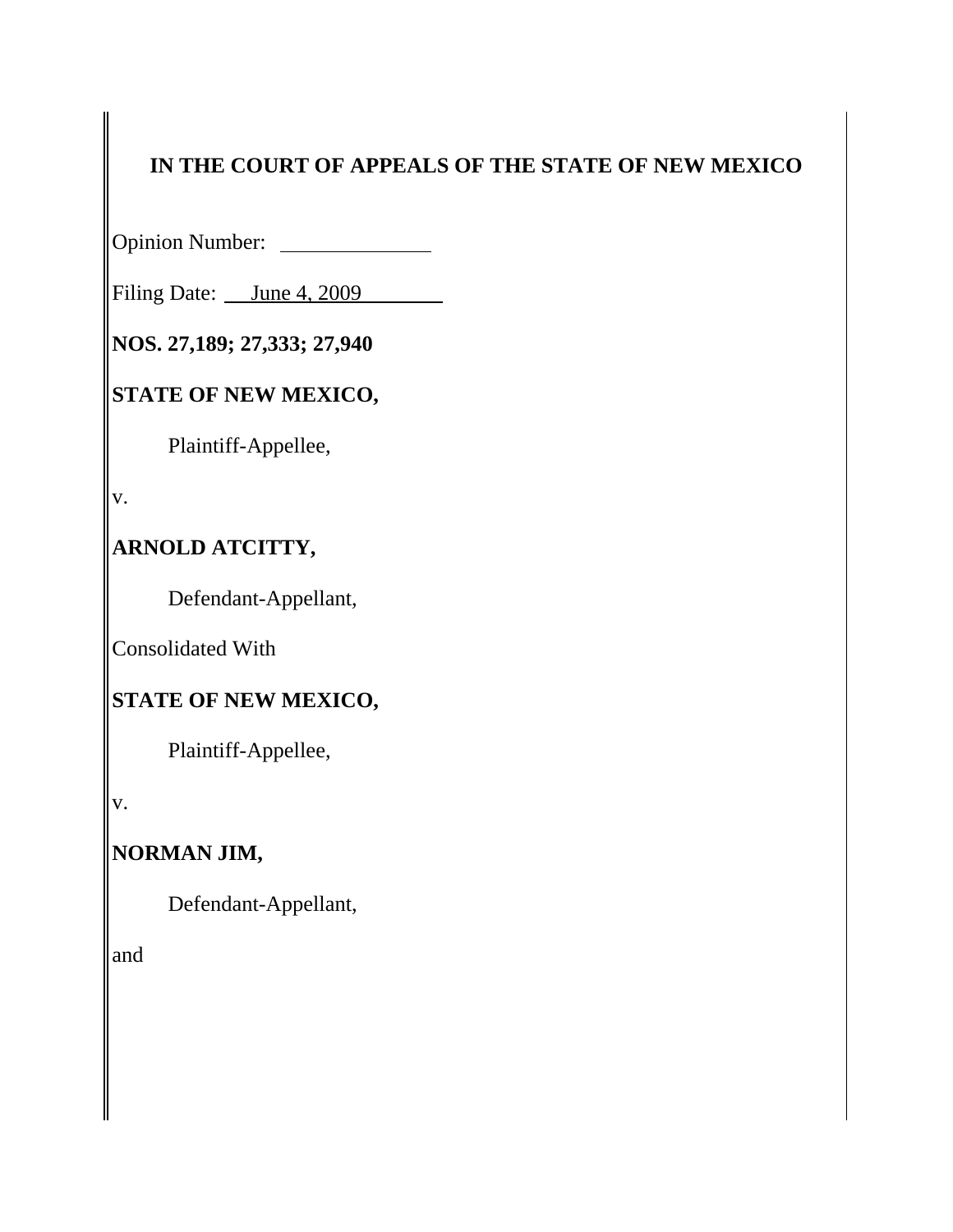**IN THE COURT OF APPEALS OF THE STATE OF NEW MEXICO**

Opinion Number: \_\_\_\_\_\_\_\_\_\_\_\_\_\_

Filing Date: June 4, 2009

**NOS. 27,189; 27,333; 27,940**

**STATE OF NEW MEXICO,**

Plaintiff-Appellee,

v.

**ARNOLD ATCITTY,**

Defendant-Appellant,

Consolidated With

**STATE OF NEW MEXICO,**

Plaintiff-Appellee,

v.

**NORMAN JIM,**

Defendant-Appellant,

and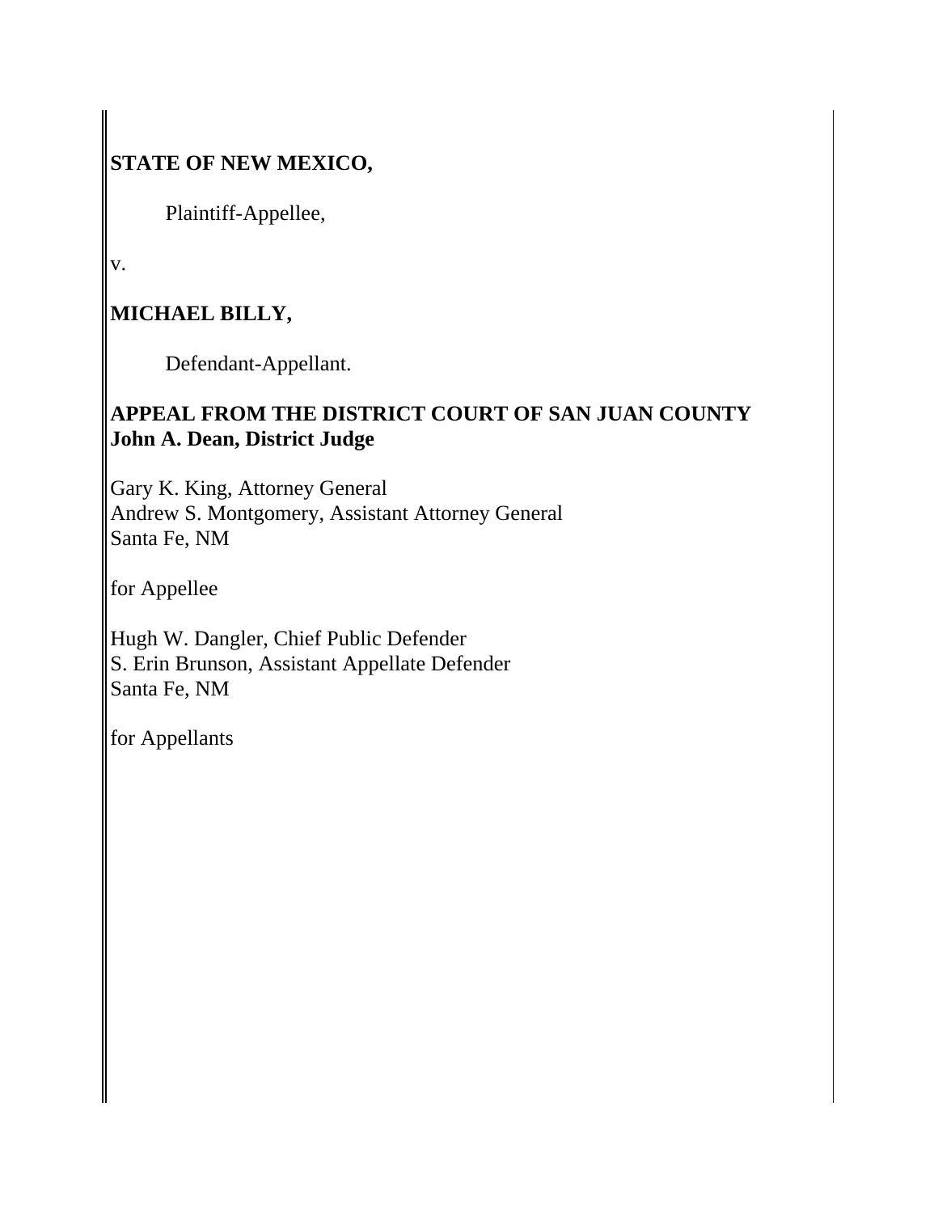**STATE OF NEW MEXICO,**

Plaintiff-Appellee,

v.

**MICHAEL BILLY,**

Defendant-Appellant.

**APPEAL FROM THE DISTRICT COURT OF SAN JUAN COUNTY**
**John A. Dean, District Judge**

Gary K. King, Attorney General
Andrew S. Montgomery, Assistant Attorney General
Santa Fe, NM

for Appellee

Hugh W. Dangler, Chief Public Defender
S. Erin Brunson, Assistant Appellate Defender
Santa Fe, NM

for Appellants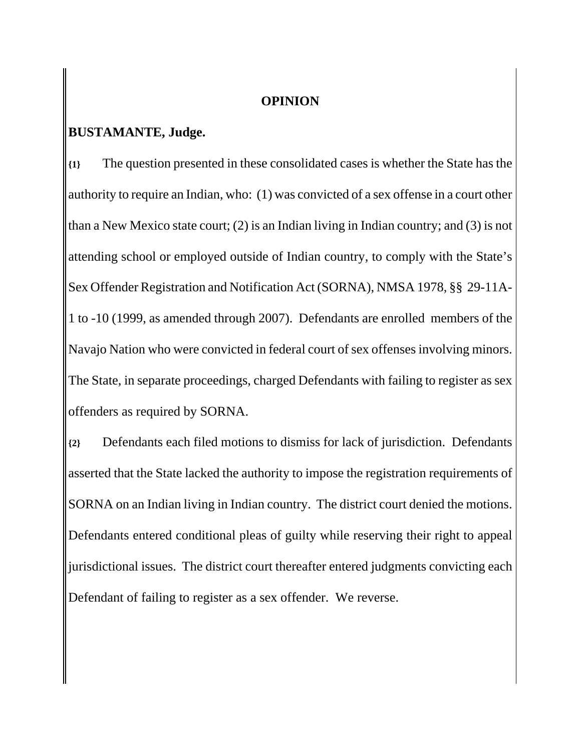## OPINION

**BUSTAMANTE, Judge.**

{1} The question presented in these consolidated cases is whether the State has the authority to require an Indian, who: (1) was convicted of a sex offense in a court other than a New Mexico state court; (2) is an Indian living in Indian country; and (3) is not attending school or employed outside of Indian country, to comply with the State's Sex Offender Registration and Notification Act (SORNA), NMSA 1978, §§ 29-11A-1 to -10 (1999, as amended through 2007). Defendants are enrolled members of the Navajo Nation who were convicted in federal court of sex offenses involving minors. The State, in separate proceedings, charged Defendants with failing to register as sex offenders as required by SORNA.

{2} Defendants each filed motions to dismiss for lack of jurisdiction. Defendants asserted that the State lacked the authority to impose the registration requirements of SORNA on an Indian living in Indian country. The district court denied the motions. Defendants entered conditional pleas of guilty while reserving their right to appeal jurisdictional issues. The district court thereafter entered judgments convicting each Defendant of failing to register as a sex offender. We reverse.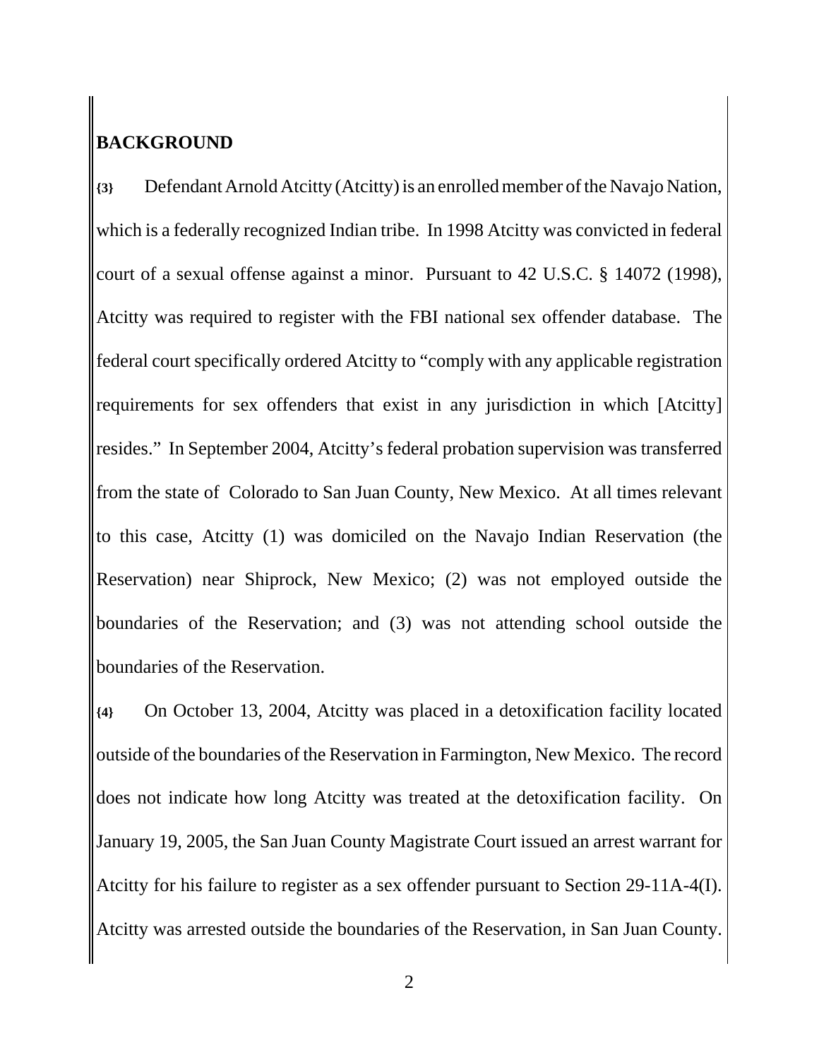## BACKGROUND

{3} Defendant Arnold Atcitty (Atcitty) is an enrolled member of the Navajo Nation, which is a federally recognized Indian tribe. In 1998 Atcitty was convicted in federal court of a sexual offense against a minor. Pursuant to 42 U.S.C. § 14072 (1998), Atcitty was required to register with the FBI national sex offender database. The federal court specifically ordered Atcitty to "comply with any applicable registration requirements for sex offenders that exist in any jurisdiction in which [Atcitty] resides." In September 2004, Atcitty's federal probation supervision was transferred from the state of Colorado to San Juan County, New Mexico. At all times relevant to this case, Atcitty (1) was domiciled on the Navajo Indian Reservation (the Reservation) near Shiprock, New Mexico; (2) was not employed outside the boundaries of the Reservation; and (3) was not attending school outside the boundaries of the Reservation.

{4} On October 13, 2004, Atcitty was placed in a detoxification facility located outside of the boundaries of the Reservation in Farmington, New Mexico. The record does not indicate how long Atcitty was treated at the detoxification facility. On January 19, 2005, the San Juan County Magistrate Court issued an arrest warrant for Atcitty for his failure to register as a sex offender pursuant to Section 29-11A-4(I). Atcitty was arrested outside the boundaries of the Reservation, in San Juan County.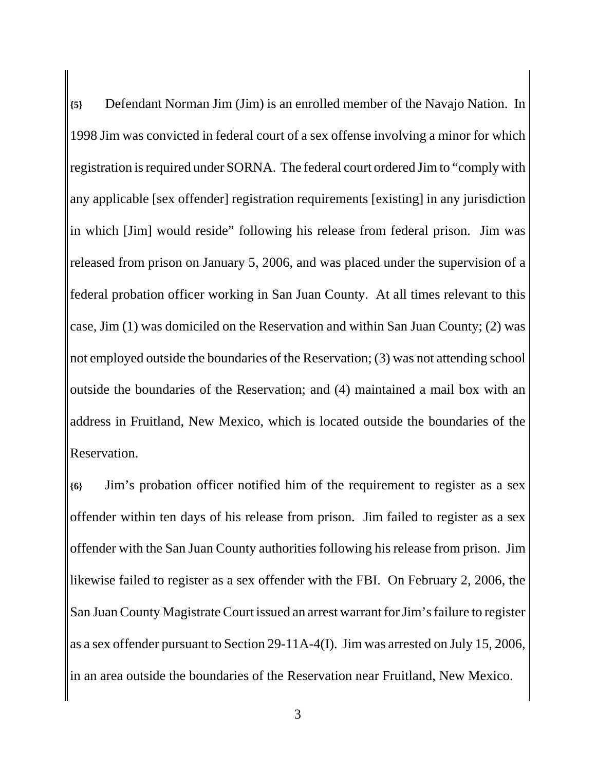**{5}** Defendant Norman Jim (Jim) is an enrolled member of the Navajo Nation. In 1998 Jim was convicted in federal court of a sex offense involving a minor for which registration is required under SORNA. The federal court ordered Jim to "comply with any applicable [sex offender] registration requirements [existing] in any jurisdiction in which [Jim] would reside" following his release from federal prison. Jim was released from prison on January 5, 2006, and was placed under the supervision of a federal probation officer working in San Juan County. At all times relevant to this case, Jim (1) was domiciled on the Reservation and within San Juan County; (2) was not employed outside the boundaries of the Reservation; (3) was not attending school outside the boundaries of the Reservation; and (4) maintained a mail box with an address in Fruitland, New Mexico, which is located outside the boundaries of the Reservation.

**{6}** Jim's probation officer notified him of the requirement to register as a sex offender within ten days of his release from prison. Jim failed to register as a sex offender with the San Juan County authorities following his release from prison. Jim likewise failed to register as a sex offender with the FBI. On February 2, 2006, the San Juan County Magistrate Court issued an arrest warrant for Jim's failure to register as a sex offender pursuant to Section 29-11A-4(I). Jim was arrested on July 15, 2006, in an area outside the boundaries of the Reservation near Fruitland, New Mexico.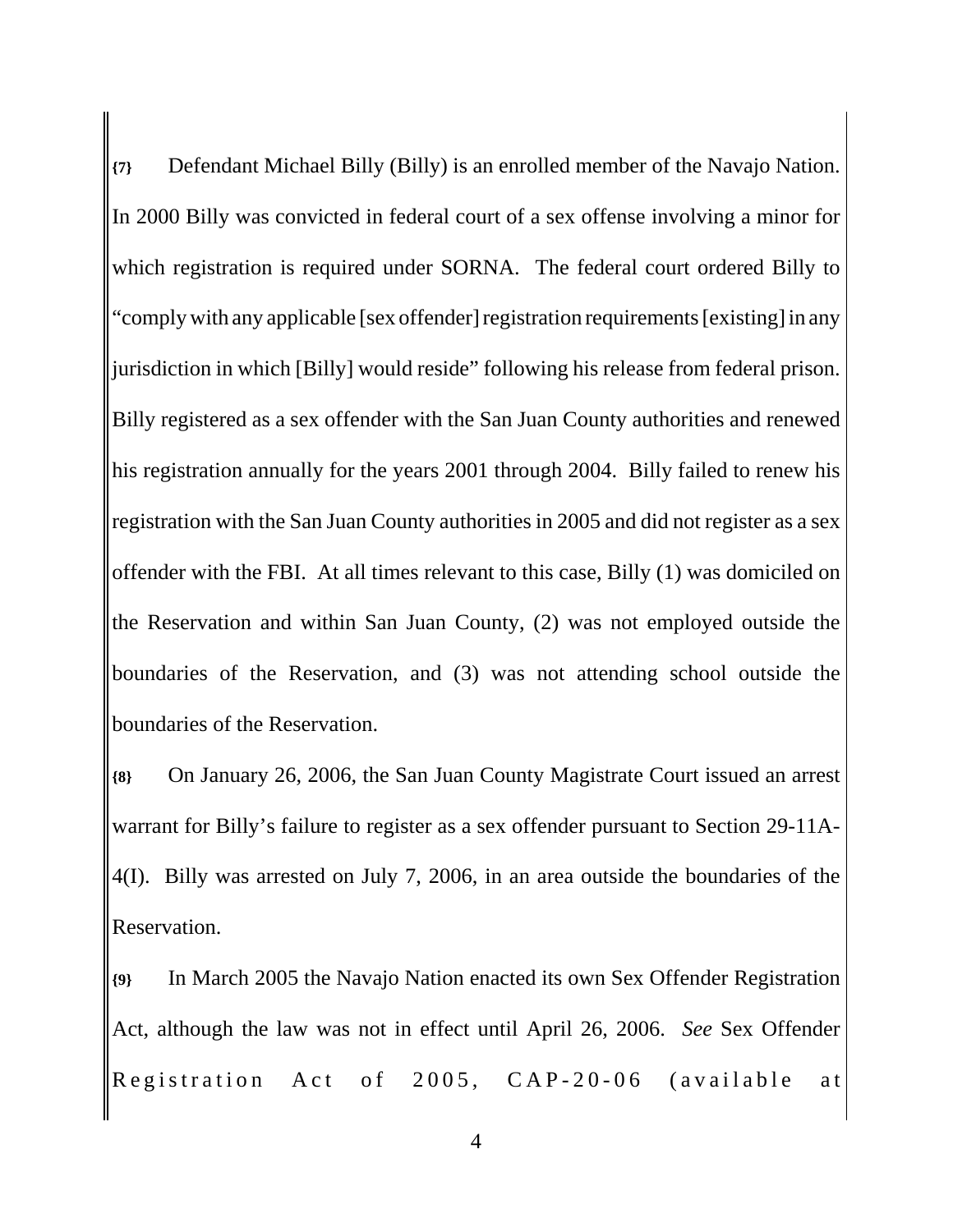{7} Defendant Michael Billy (Billy) is an enrolled member of the Navajo Nation. In 2000 Billy was convicted in federal court of a sex offense involving a minor for which registration is required under SORNA. The federal court ordered Billy to "comply with any applicable [sex offender] registration requirements [existing] in any jurisdiction in which [Billy] would reside" following his release from federal prison. Billy registered as a sex offender with the San Juan County authorities and renewed his registration annually for the years 2001 through 2004. Billy failed to renew his registration with the San Juan County authorities in 2005 and did not register as a sex offender with the FBI. At all times relevant to this case, Billy (1) was domiciled on the Reservation and within San Juan County, (2) was not employed outside the boundaries of the Reservation, and (3) was not attending school outside the boundaries of the Reservation.

{8} On January 26, 2006, the San Juan County Magistrate Court issued an arrest warrant for Billy's failure to register as a sex offender pursuant to Section 29-11A-4(I). Billy was arrested on July 7, 2006, in an area outside the boundaries of the Reservation.

{9} In March 2005 the Navajo Nation enacted its own Sex Offender Registration Act, although the law was not in effect until April 26, 2006. *See* Sex Offender Registration Act of 2005, CAP-20-06 (available at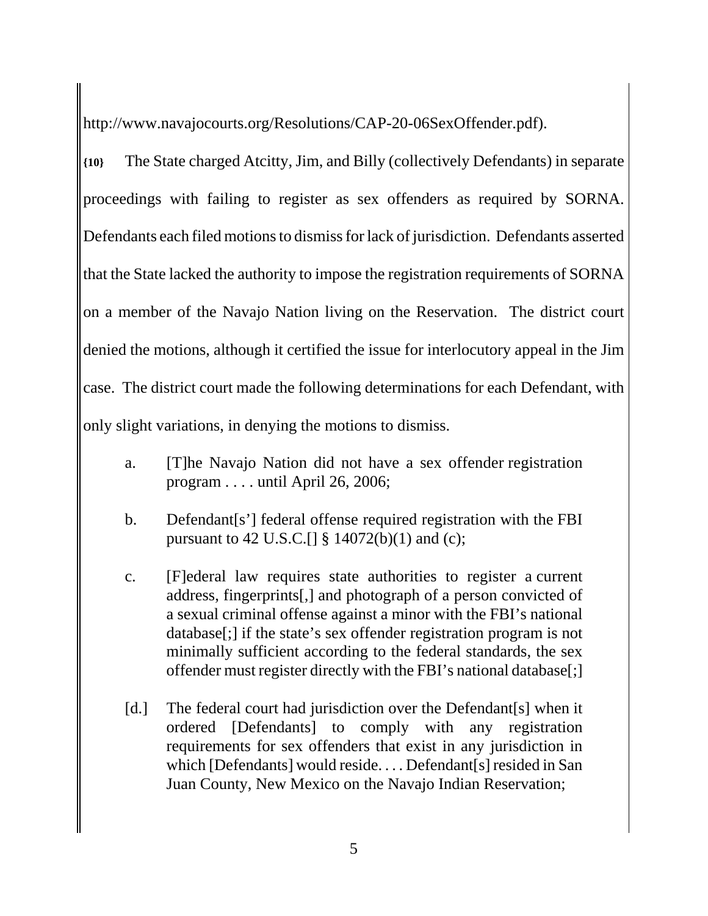http://www.navajocourts.org/Resolutions/CAP-20-06SexOffender.pdf).

**{10}** The State charged Atcitty, Jim, and Billy (collectively Defendants) in separate proceedings with failing to register as sex offenders as required by SORNA. Defendants each filed motions to dismiss for lack of jurisdiction. Defendants asserted that the State lacked the authority to impose the registration requirements of SORNA on a member of the Navajo Nation living on the Reservation. The district court denied the motions, although it certified the issue for interlocutory appeal in the Jim case. The district court made the following determinations for each Defendant, with only slight variations, in denying the motions to dismiss.

> a. [T]he Navajo Nation did not have a sex offender registration program . . . . until April 26, 2006;
>
> b. Defendant[s'] federal offense required registration with the FBI pursuant to 42 U.S.C.[] § 14072(b)(1) and (c);
>
> c. [F]ederal law requires state authorities to register a current address, fingerprints[,] and photograph of a person convicted of a sexual criminal offense against a minor with the FBI's national database[;] if the state's sex offender registration program is not minimally sufficient according to the federal standards, the sex offender must register directly with the FBI's national database[;]
>
> [d.] The federal court had jurisdiction over the Defendant[s] when it ordered [Defendants] to comply with any registration requirements for sex offenders that exist in any jurisdiction in which [Defendants] would reside. . . . Defendant[s] resided in San Juan County, New Mexico on the Navajo Indian Reservation;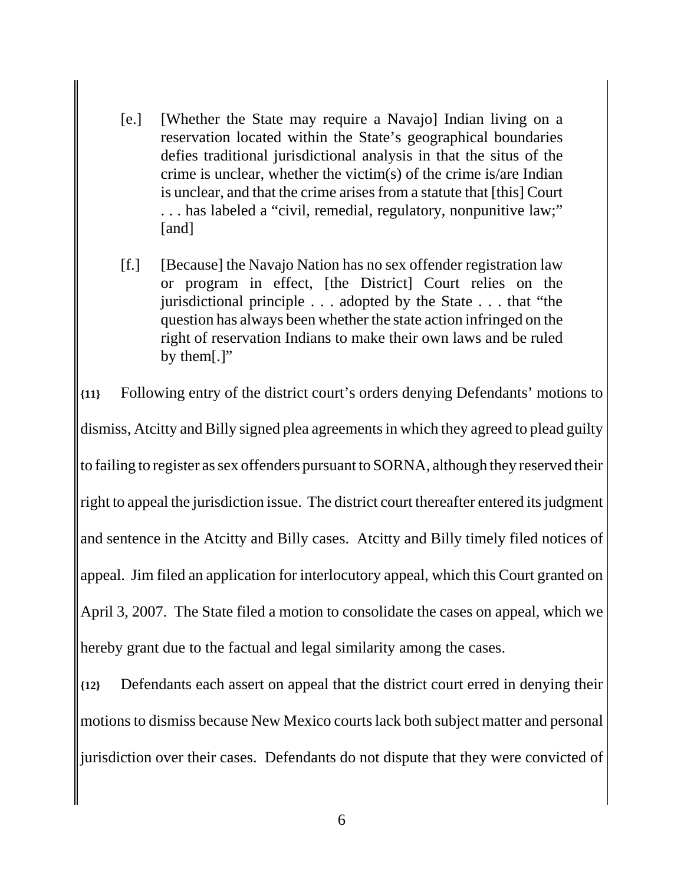> [e.] [Whether the State may require a Navajo] Indian living on a reservation located within the State's geographical boundaries defies traditional jurisdictional analysis in that the situs of the crime is unclear, whether the victim(s) of the crime is/are Indian is unclear, and that the crime arises from a statute that [this] Court . . . has labeled a "civil, remedial, regulatory, nonpunitive law;" [and]
>
> [f.] [Because] the Navajo Nation has no sex offender registration law or program in effect, [the District] Court relies on the jurisdictional principle . . . adopted by the State . . . that "the question has always been whether the state action infringed on the right of reservation Indians to make their own laws and be ruled by them[.]"

**{11}** Following entry of the district court's orders denying Defendants' motions to dismiss, Atcitty and Billy signed plea agreements in which they agreed to plead guilty to failing to register as sex offenders pursuant to SORNA, although they reserved their right to appeal the jurisdiction issue. The district court thereafter entered its judgment and sentence in the Atcitty and Billy cases. Atcitty and Billy timely filed notices of appeal. Jim filed an application for interlocutory appeal, which this Court granted on April 3, 2007. The State filed a motion to consolidate the cases on appeal, which we hereby grant due to the factual and legal similarity among the cases.

**{12}** Defendants each assert on appeal that the district court erred in denying their motions to dismiss because New Mexico courts lack both subject matter and personal jurisdiction over their cases. Defendants do not dispute that they were convicted of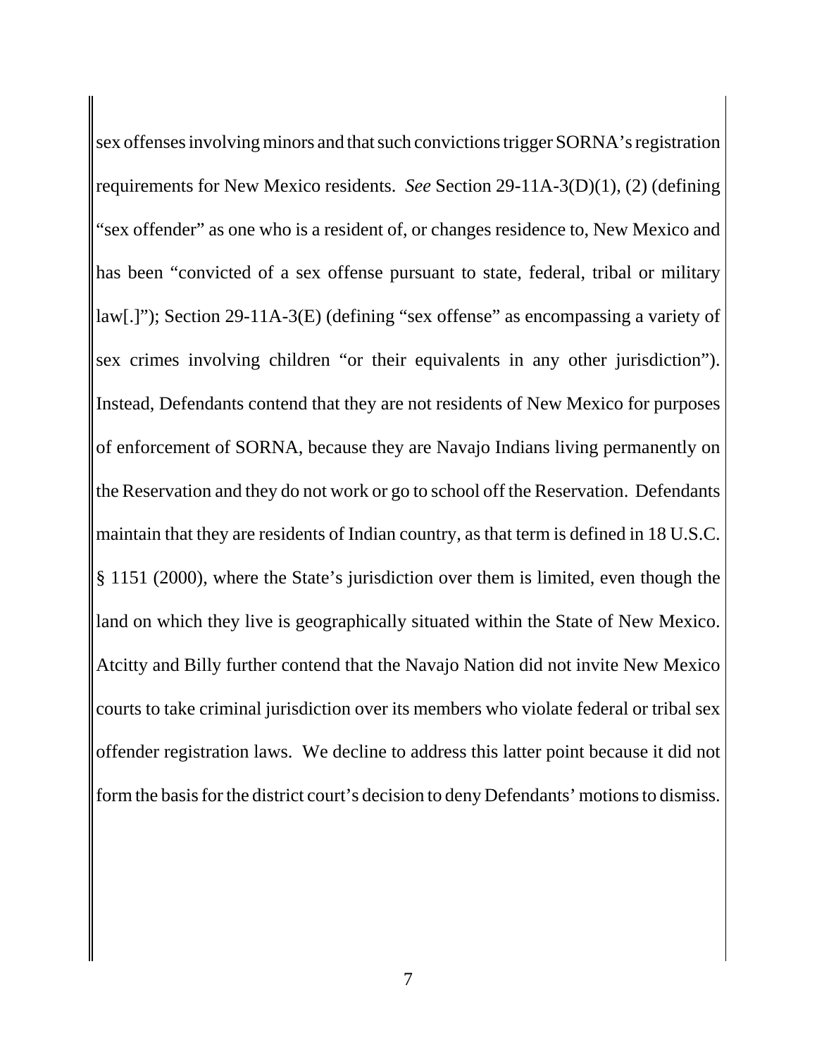sex offenses involving minors and that such convictions trigger SORNA's registration requirements for New Mexico residents. *See* Section 29-11A-3(D)(1), (2) (defining "sex offender" as one who is a resident of, or changes residence to, New Mexico and has been "convicted of a sex offense pursuant to state, federal, tribal or military law[.]"); Section 29-11A-3(E) (defining "sex offense" as encompassing a variety of sex crimes involving children "or their equivalents in any other jurisdiction"). Instead, Defendants contend that they are not residents of New Mexico for purposes of enforcement of SORNA, because they are Navajo Indians living permanently on the Reservation and they do not work or go to school off the Reservation. Defendants maintain that they are residents of Indian country, as that term is defined in 18 U.S.C. § 1151 (2000), where the State's jurisdiction over them is limited, even though the land on which they live is geographically situated within the State of New Mexico. Atcitty and Billy further contend that the Navajo Nation did not invite New Mexico courts to take criminal jurisdiction over its members who violate federal or tribal sex offender registration laws. We decline to address this latter point because it did not form the basis for the district court's decision to deny Defendants' motions to dismiss.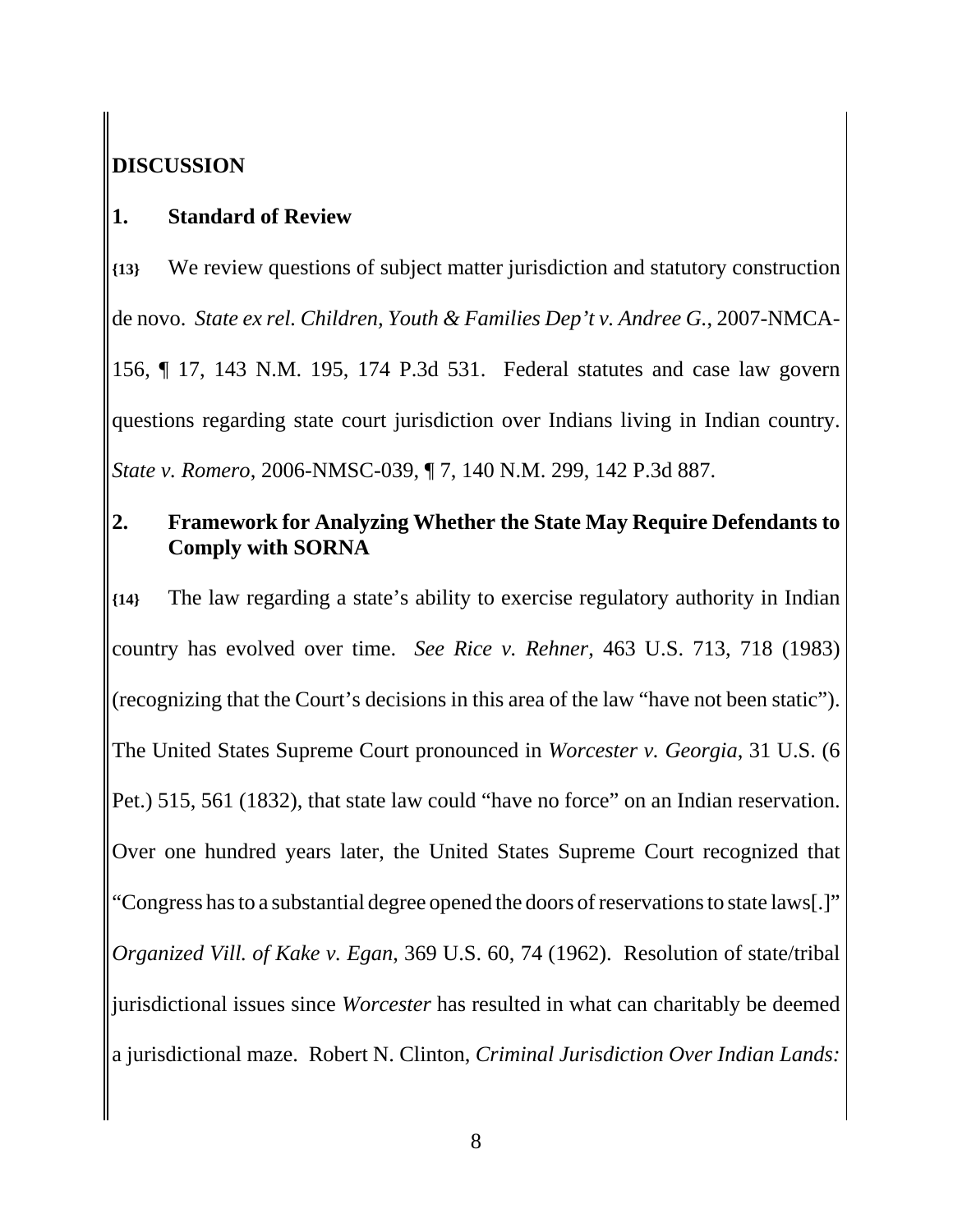## DISCUSSION

### 1. Standard of Review

**{13}** We review questions of subject matter jurisdiction and statutory construction de novo. *State ex rel. Children, Youth & Families Dep't v. Andree G.*, 2007-NMCA-156, ¶ 17, 143 N.M. 195, 174 P.3d 531. Federal statutes and case law govern questions regarding state court jurisdiction over Indians living in Indian country. *State v. Romero*, 2006-NMSC-039, ¶ 7, 140 N.M. 299, 142 P.3d 887.

### 2. Framework for Analyzing Whether the State May Require Defendants to Comply with SORNA

**{14}** The law regarding a state's ability to exercise regulatory authority in Indian country has evolved over time. *See Rice v. Rehner*, 463 U.S. 713, 718 (1983) (recognizing that the Court's decisions in this area of the law "have not been static"). The United States Supreme Court pronounced in *Worcester v. Georgia*, 31 U.S. (6 Pet.) 515, 561 (1832), that state law could "have no force" on an Indian reservation. Over one hundred years later, the United States Supreme Court recognized that "Congress has to a substantial degree opened the doors of reservations to state laws[.]" *Organized Vill. of Kake v. Egan*, 369 U.S. 60, 74 (1962). Resolution of state/tribal jurisdictional issues since *Worcester* has resulted in what can charitably be deemed a jurisdictional maze. Robert N. Clinton, *Criminal Jurisdiction Over Indian Lands:*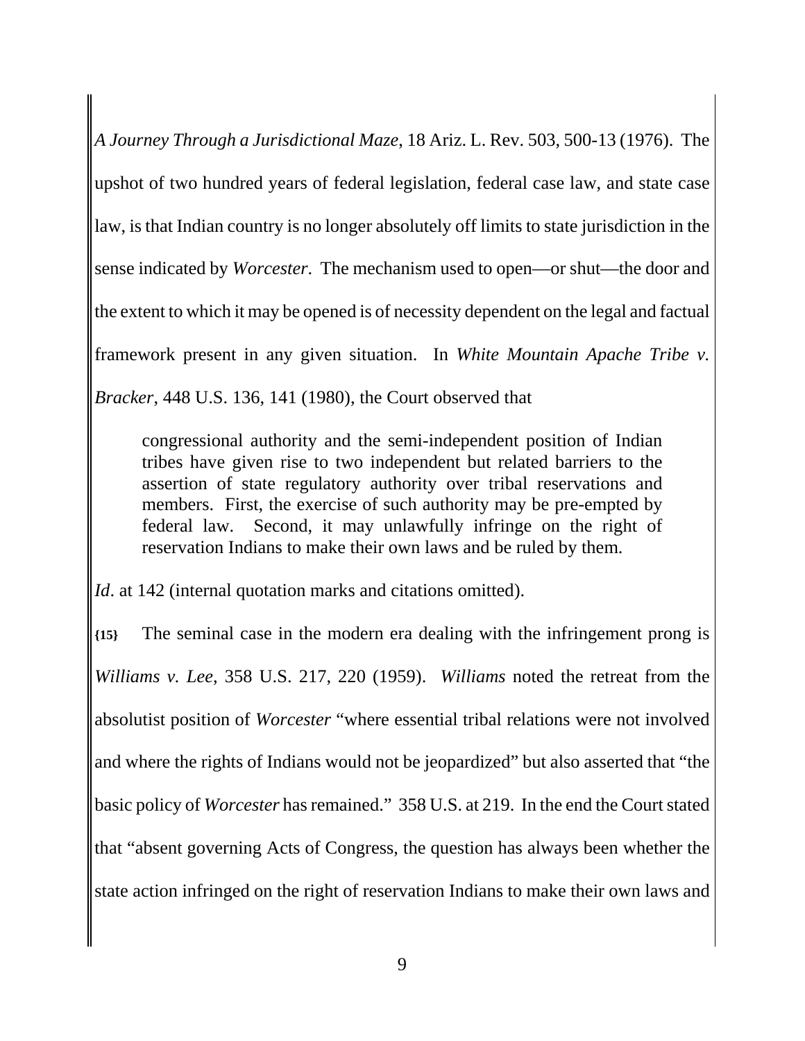*A Journey Through a Jurisdictional Maze*, 18 Ariz. L. Rev. 503, 500-13 (1976). The upshot of two hundred years of federal legislation, federal case law, and state case law, is that Indian country is no longer absolutely off limits to state jurisdiction in the sense indicated by *Worcester*. The mechanism used to open—or shut—the door and the extent to which it may be opened is of necessity dependent on the legal and factual framework present in any given situation. In *White Mountain Apache Tribe v. Bracker*, 448 U.S. 136, 141 (1980), the Court observed that

> congressional authority and the semi-independent position of Indian tribes have given rise to two independent but related barriers to the assertion of state regulatory authority over tribal reservations and members. First, the exercise of such authority may be pre-empted by federal law. Second, it may unlawfully infringe on the right of reservation Indians to make their own laws and be ruled by them.

*Id*. at 142 (internal quotation marks and citations omitted).

**{15}** The seminal case in the modern era dealing with the infringement prong is *Williams v. Lee*, 358 U.S. 217, 220 (1959). *Williams* noted the retreat from the absolutist position of *Worcester* "where essential tribal relations were not involved and where the rights of Indians would not be jeopardized" but also asserted that "the basic policy of *Worcester* has remained." 358 U.S. at 219. In the end the Court stated that "absent governing Acts of Congress, the question has always been whether the state action infringed on the right of reservation Indians to make their own laws and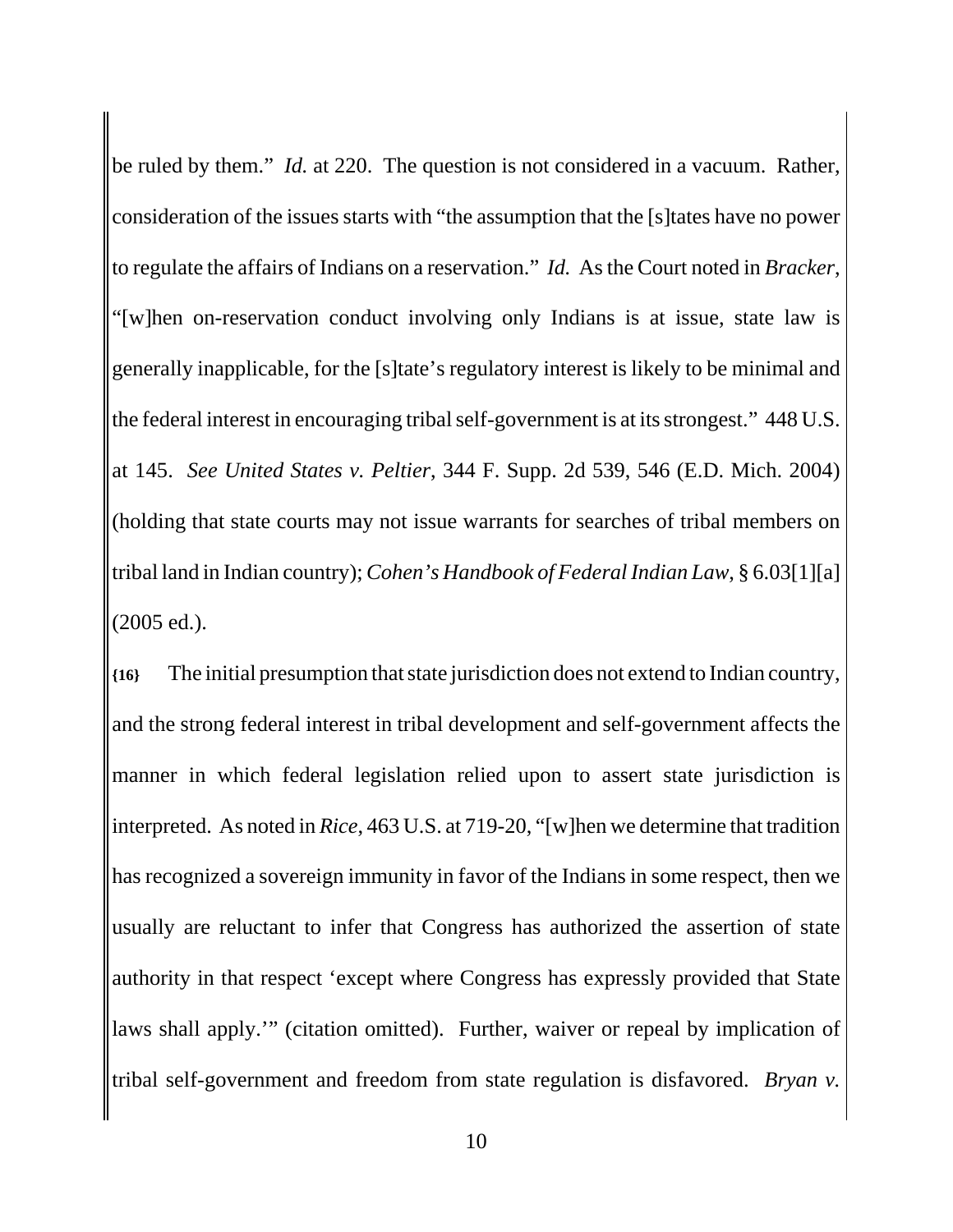be ruled by them." *Id.* at 220. The question is not considered in a vacuum. Rather, consideration of the issues starts with "the assumption that the [s]tates have no power to regulate the affairs of Indians on a reservation." *Id.* As the Court noted in *Bracker*, "[w]hen on-reservation conduct involving only Indians is at issue, state law is generally inapplicable, for the [s]tate's regulatory interest is likely to be minimal and the federal interest in encouraging tribal self-government is at its strongest." 448 U.S. at 145. *See United States v. Peltier*, 344 F. Supp. 2d 539, 546 (E.D. Mich. 2004) (holding that state courts may not issue warrants for searches of tribal members on tribal land in Indian country); *Cohen's Handbook of Federal Indian Law*, § 6.03[1][a] (2005 ed.).

**{16}** The initial presumption that state jurisdiction does not extend to Indian country, and the strong federal interest in tribal development and self-government affects the manner in which federal legislation relied upon to assert state jurisdiction is interpreted. As noted in *Rice*, 463 U.S. at 719-20, "[w]hen we determine that tradition has recognized a sovereign immunity in favor of the Indians in some respect, then we usually are reluctant to infer that Congress has authorized the assertion of state authority in that respect 'except where Congress has expressly provided that State laws shall apply.'" (citation omitted). Further, waiver or repeal by implication of tribal self-government and freedom from state regulation is disfavored. *Bryan v.*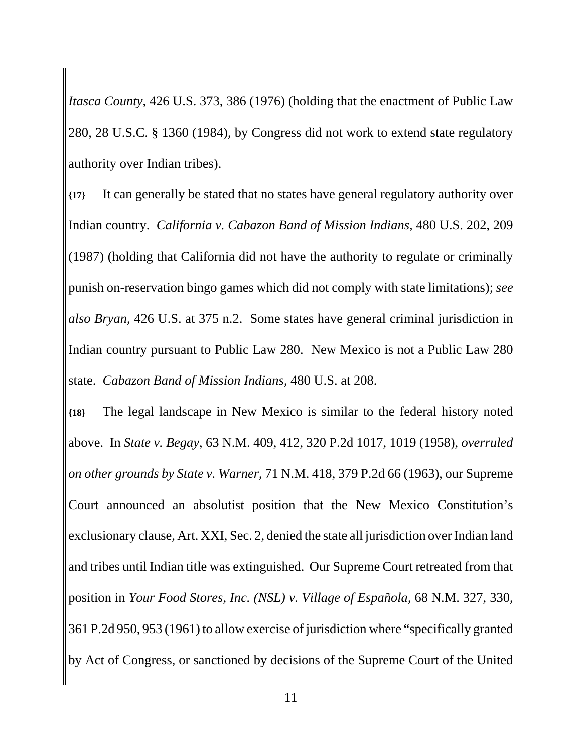*Itasca County*, 426 U.S. 373, 386 (1976) (holding that the enactment of Public Law 280, 28 U.S.C. § 1360 (1984), by Congress did not work to extend state regulatory authority over Indian tribes).

**{17}** It can generally be stated that no states have general regulatory authority over Indian country. *California v. Cabazon Band of Mission Indians*, 480 U.S. 202, 209 (1987) (holding that California did not have the authority to regulate or criminally punish on-reservation bingo games which did not comply with state limitations); *see also Bryan*, 426 U.S. at 375 n.2. Some states have general criminal jurisdiction in Indian country pursuant to Public Law 280. New Mexico is not a Public Law 280 state. *Cabazon Band of Mission Indians*, 480 U.S. at 208.

**{18}** The legal landscape in New Mexico is similar to the federal history noted above. In *State v. Begay*, 63 N.M. 409, 412, 320 P.2d 1017, 1019 (1958), *overruled on other grounds by State v. Warner*, 71 N.M. 418, 379 P.2d 66 (1963), our Supreme Court announced an absolutist position that the New Mexico Constitution's exclusionary clause, Art. XXI, Sec. 2, denied the state all jurisdiction over Indian land and tribes until Indian title was extinguished. Our Supreme Court retreated from that position in *Your Food Stores, Inc. (NSL) v. Village of Española*, 68 N.M. 327, 330, 361 P.2d 950, 953 (1961) to allow exercise of jurisdiction where "specifically granted by Act of Congress, or sanctioned by decisions of the Supreme Court of the United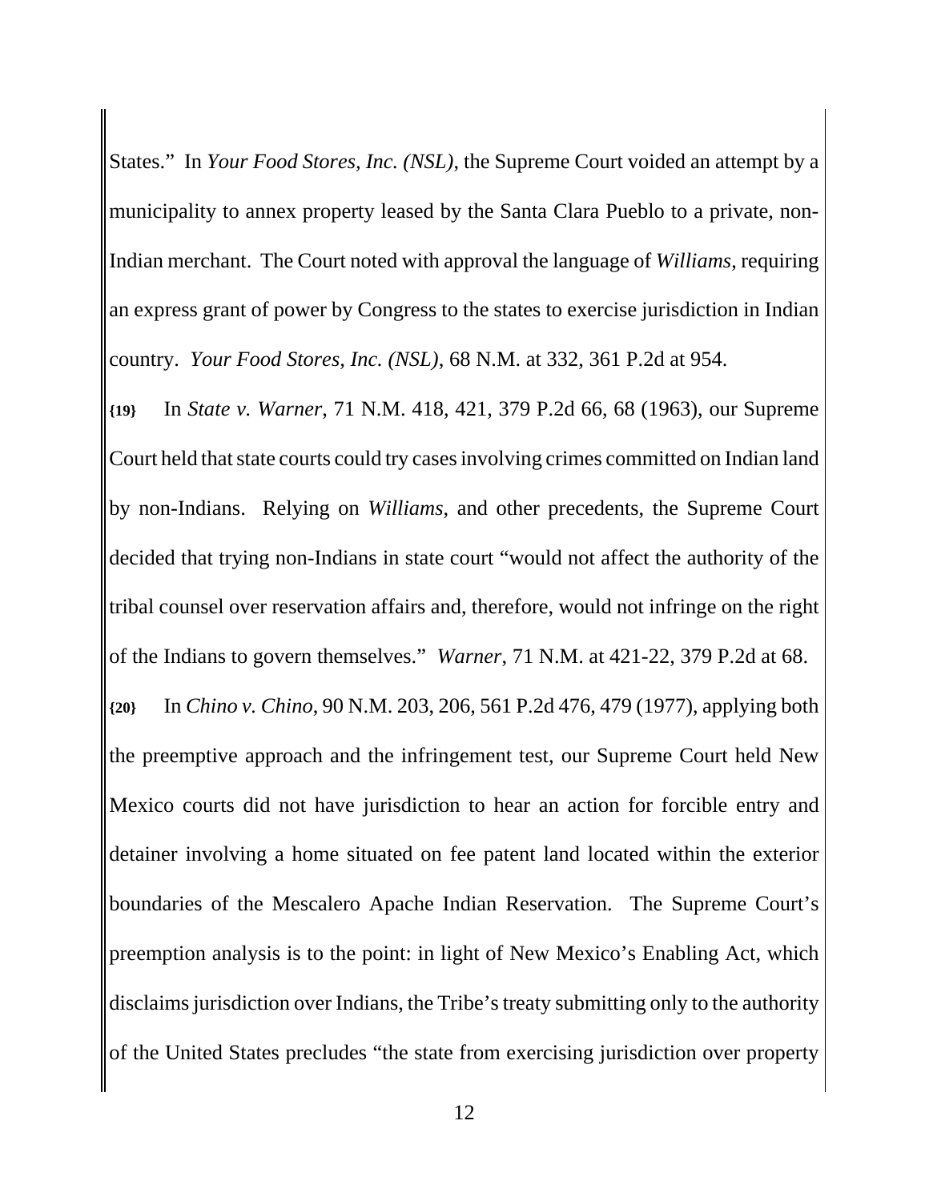States." In *Your Food Stores, Inc. (NSL)*, the Supreme Court voided an attempt by a municipality to annex property leased by the Santa Clara Pueblo to a private, non-Indian merchant. The Court noted with approval the language of *Williams*, requiring an express grant of power by Congress to the states to exercise jurisdiction in Indian country. *Your Food Stores, Inc. (NSL)*, 68 N.M. at 332, 361 P.2d at 954.

**{19}** In *State v. Warner*, 71 N.M. 418, 421, 379 P.2d 66, 68 (1963), our Supreme Court held that state courts could try cases involving crimes committed on Indian land by non-Indians. Relying on *Williams*, and other precedents, the Supreme Court decided that trying non-Indians in state court "would not affect the authority of the tribal counsel over reservation affairs and, therefore, would not infringe on the right of the Indians to govern themselves." *Warner*, 71 N.M. at 421-22, 379 P.2d at 68.

**{20}** In *Chino v. Chino*, 90 N.M. 203, 206, 561 P.2d 476, 479 (1977), applying both the preemptive approach and the infringement test, our Supreme Court held New Mexico courts did not have jurisdiction to hear an action for forcible entry and detainer involving a home situated on fee patent land located within the exterior boundaries of the Mescalero Apache Indian Reservation. The Supreme Court's preemption analysis is to the point: in light of New Mexico's Enabling Act, which disclaims jurisdiction over Indians, the Tribe's treaty submitting only to the authority of the United States precludes "the state from exercising jurisdiction over property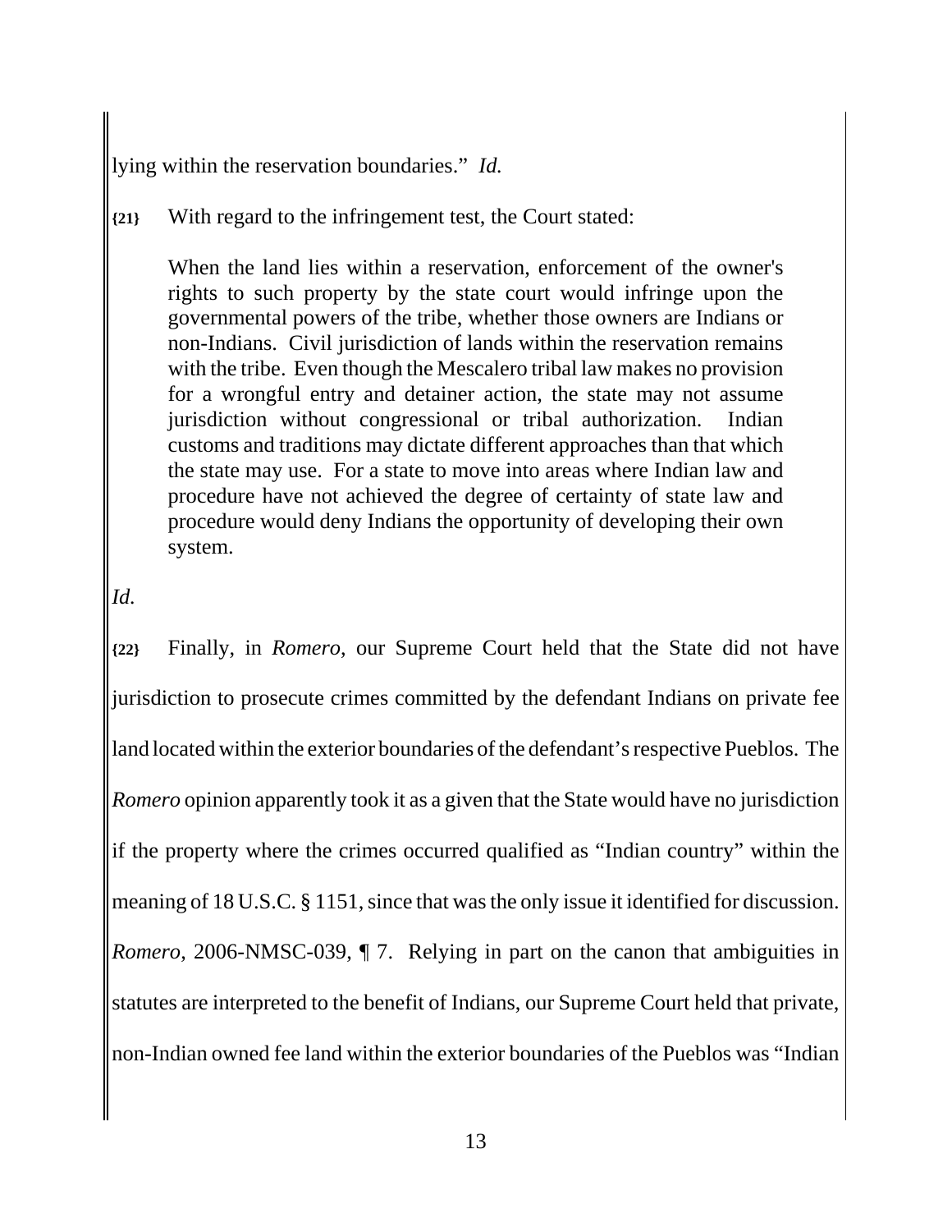lying within the reservation boundaries." *Id.*

**{21}** With regard to the infringement test, the Court stated:

> When the land lies within a reservation, enforcement of the owner's rights to such property by the state court would infringe upon the governmental powers of the tribe, whether those owners are Indians or non-Indians. Civil jurisdiction of lands within the reservation remains with the tribe. Even though the Mescalero tribal law makes no provision for a wrongful entry and detainer action, the state may not assume jurisdiction without congressional or tribal authorization. Indian customs and traditions may dictate different approaches than that which the state may use. For a state to move into areas where Indian law and procedure have not achieved the degree of certainty of state law and procedure would deny Indians the opportunity of developing their own system.

*Id.*

**{22}** Finally, in *Romero*, our Supreme Court held that the State did not have jurisdiction to prosecute crimes committed by the defendant Indians on private fee land located within the exterior boundaries of the defendant's respective Pueblos. The *Romero* opinion apparently took it as a given that the State would have no jurisdiction if the property where the crimes occurred qualified as "Indian country" within the meaning of 18 U.S.C. § 1151, since that was the only issue it identified for discussion. *Romero*, 2006-NMSC-039, ¶ 7. Relying in part on the canon that ambiguities in statutes are interpreted to the benefit of Indians, our Supreme Court held that private, non-Indian owned fee land within the exterior boundaries of the Pueblos was "Indian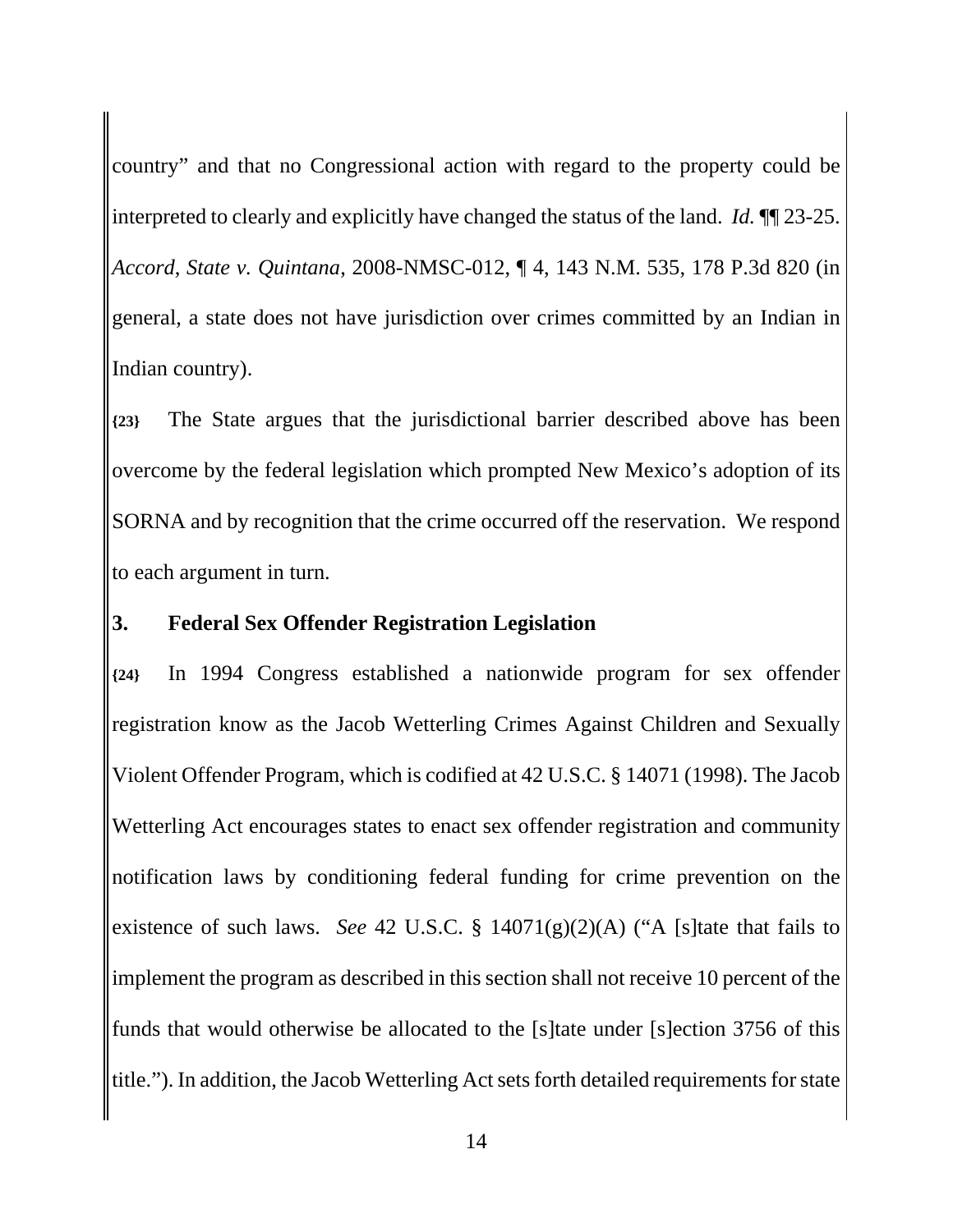country" and that no Congressional action with regard to the property could be interpreted to clearly and explicitly have changed the status of the land. *Id.* ¶¶ 23-25. *Accord*, *State v. Quintana*, 2008-NMSC-012, ¶ 4, 143 N.M. 535, 178 P.3d 820 (in general, a state does not have jurisdiction over crimes committed by an Indian in Indian country).

**{23}** The State argues that the jurisdictional barrier described above has been overcome by the federal legislation which prompted New Mexico's adoption of its SORNA and by recognition that the crime occurred off the reservation. We respond to each argument in turn.

### 3. Federal Sex Offender Registration Legislation

**{24}** In 1994 Congress established a nationwide program for sex offender registration know as the Jacob Wetterling Crimes Against Children and Sexually Violent Offender Program, which is codified at 42 U.S.C. § 14071 (1998). The Jacob Wetterling Act encourages states to enact sex offender registration and community notification laws by conditioning federal funding for crime prevention on the existence of such laws. *See* 42 U.S.C. § 14071(g)(2)(A) ("A [s]tate that fails to implement the program as described in this section shall not receive 10 percent of the funds that would otherwise be allocated to the [s]tate under [s]ection 3756 of this title."). In addition, the Jacob Wetterling Act sets forth detailed requirements for state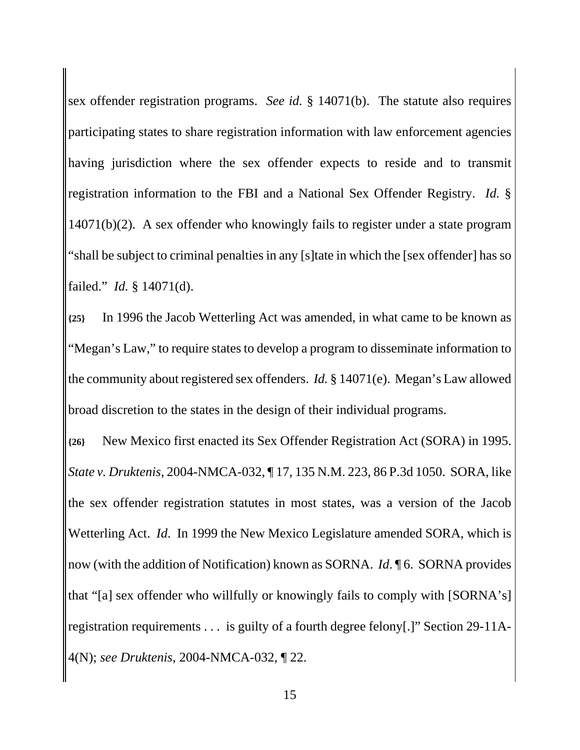sex offender registration programs. *See id.* § 14071(b). The statute also requires participating states to share registration information with law enforcement agencies having jurisdiction where the sex offender expects to reside and to transmit registration information to the FBI and a National Sex Offender Registry. *Id.* § 14071(b)(2). A sex offender who knowingly fails to register under a state program "shall be subject to criminal penalties in any [s]tate in which the [sex offender] has so failed." *Id.* § 14071(d).

**{25}** In 1996 the Jacob Wetterling Act was amended, in what came to be known as "Megan's Law," to require states to develop a program to disseminate information to the community about registered sex offenders. *Id.* § 14071(e). Megan's Law allowed broad discretion to the states in the design of their individual programs.

**{26}** New Mexico first enacted its Sex Offender Registration Act (SORA) in 1995. *State v. Druktenis*, 2004-NMCA-032, ¶ 17, 135 N.M. 223, 86 P.3d 1050. SORA, like the sex offender registration statutes in most states, was a version of the Jacob Wetterling Act. *Id*. In 1999 the New Mexico Legislature amended SORA, which is now (with the addition of Notification) known as SORNA. *Id*. ¶ 6. SORNA provides that "[a] sex offender who willfully or knowingly fails to comply with [SORNA's] registration requirements . . . is guilty of a fourth degree felony[.]" Section 29-11A-4(N); *see Druktenis*, 2004-NMCA-032, ¶ 22.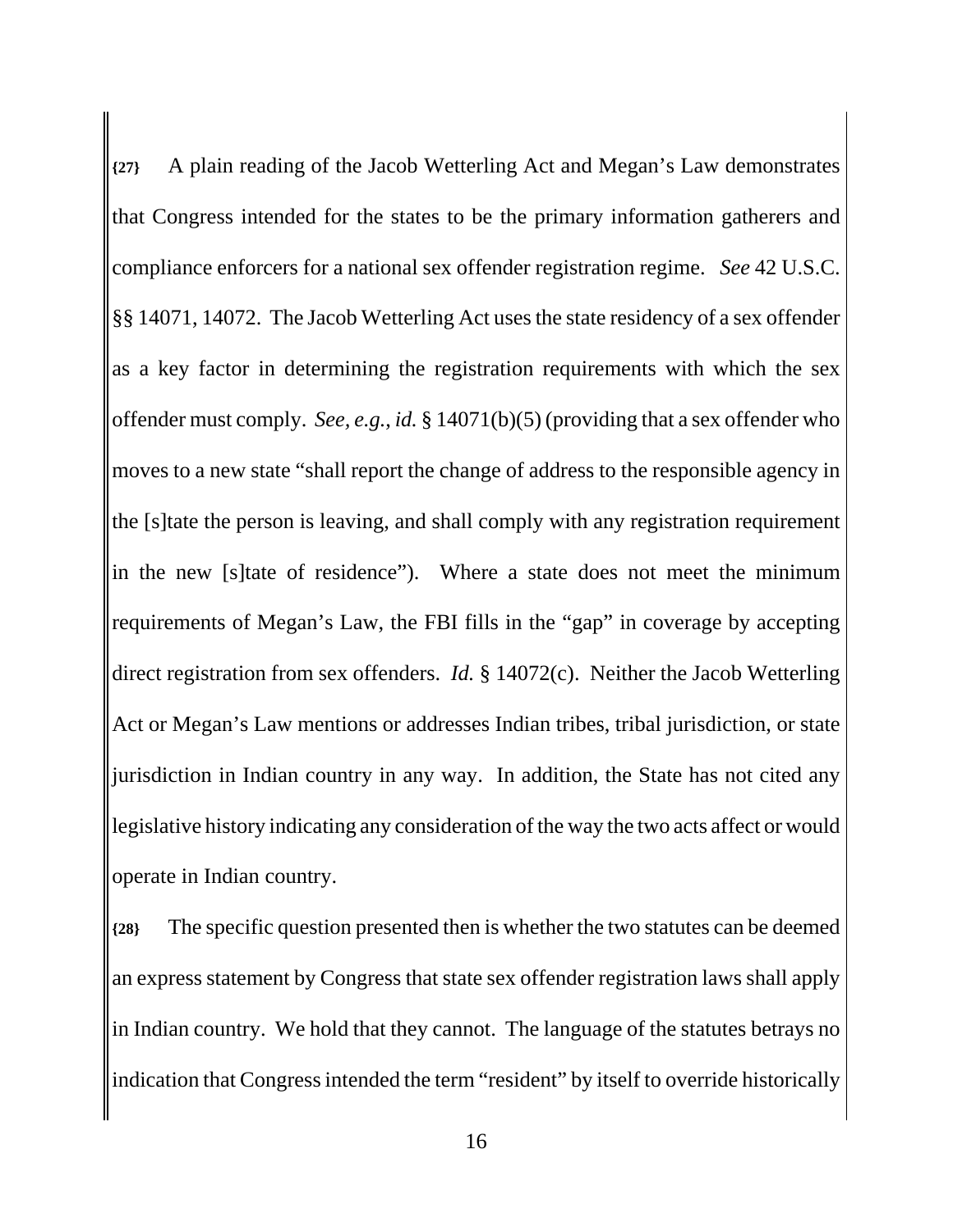**{27}** A plain reading of the Jacob Wetterling Act and Megan's Law demonstrates that Congress intended for the states to be the primary information gatherers and compliance enforcers for a national sex offender registration regime. *See* 42 U.S.C. §§ 14071, 14072. The Jacob Wetterling Act uses the state residency of a sex offender as a key factor in determining the registration requirements with which the sex offender must comply. *See, e.g.*, *id.* § 14071(b)(5) (providing that a sex offender who moves to a new state "shall report the change of address to the responsible agency in the [s]tate the person is leaving, and shall comply with any registration requirement in the new [s]tate of residence"). Where a state does not meet the minimum requirements of Megan's Law, the FBI fills in the "gap" in coverage by accepting direct registration from sex offenders. *Id.* § 14072(c). Neither the Jacob Wetterling Act or Megan's Law mentions or addresses Indian tribes, tribal jurisdiction, or state jurisdiction in Indian country in any way. In addition, the State has not cited any legislative history indicating any consideration of the way the two acts affect or would operate in Indian country.

**{28}** The specific question presented then is whether the two statutes can be deemed an express statement by Congress that state sex offender registration laws shall apply in Indian country. We hold that they cannot. The language of the statutes betrays no indication that Congress intended the term "resident" by itself to override historically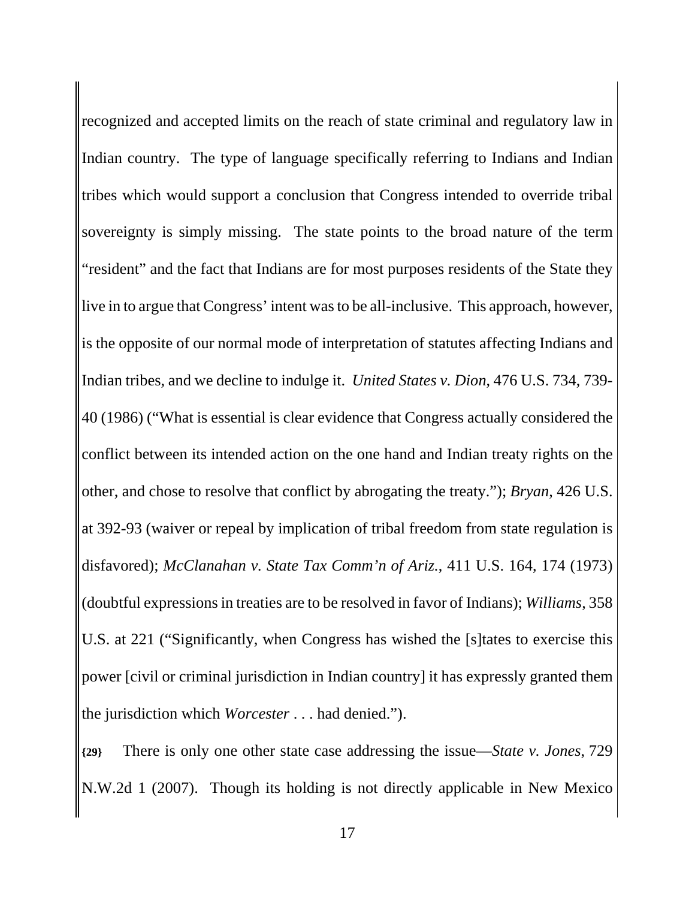recognized and accepted limits on the reach of state criminal and regulatory law in Indian country. The type of language specifically referring to Indians and Indian tribes which would support a conclusion that Congress intended to override tribal sovereignty is simply missing. The state points to the broad nature of the term "resident" and the fact that Indians are for most purposes residents of the State they live in to argue that Congress' intent was to be all-inclusive. This approach, however, is the opposite of our normal mode of interpretation of statutes affecting Indians and Indian tribes, and we decline to indulge it. *United States v. Dion*, 476 U.S. 734, 739-40 (1986) ("What is essential is clear evidence that Congress actually considered the conflict between its intended action on the one hand and Indian treaty rights on the other, and chose to resolve that conflict by abrogating the treaty."); *Bryan*, 426 U.S. at 392-93 (waiver or repeal by implication of tribal freedom from state regulation is disfavored); *McClanahan v. State Tax Comm'n of Ariz.*, 411 U.S. 164, 174 (1973) (doubtful expressions in treaties are to be resolved in favor of Indians); *Williams*, 358 U.S. at 221 ("Significantly, when Congress has wished the [s]tates to exercise this power [civil or criminal jurisdiction in Indian country] it has expressly granted them the jurisdiction which *Worcester* . . . had denied.").

**{29}** There is only one other state case addressing the issue—*State v. Jones*, 729 N.W.2d 1 (2007). Though its holding is not directly applicable in New Mexico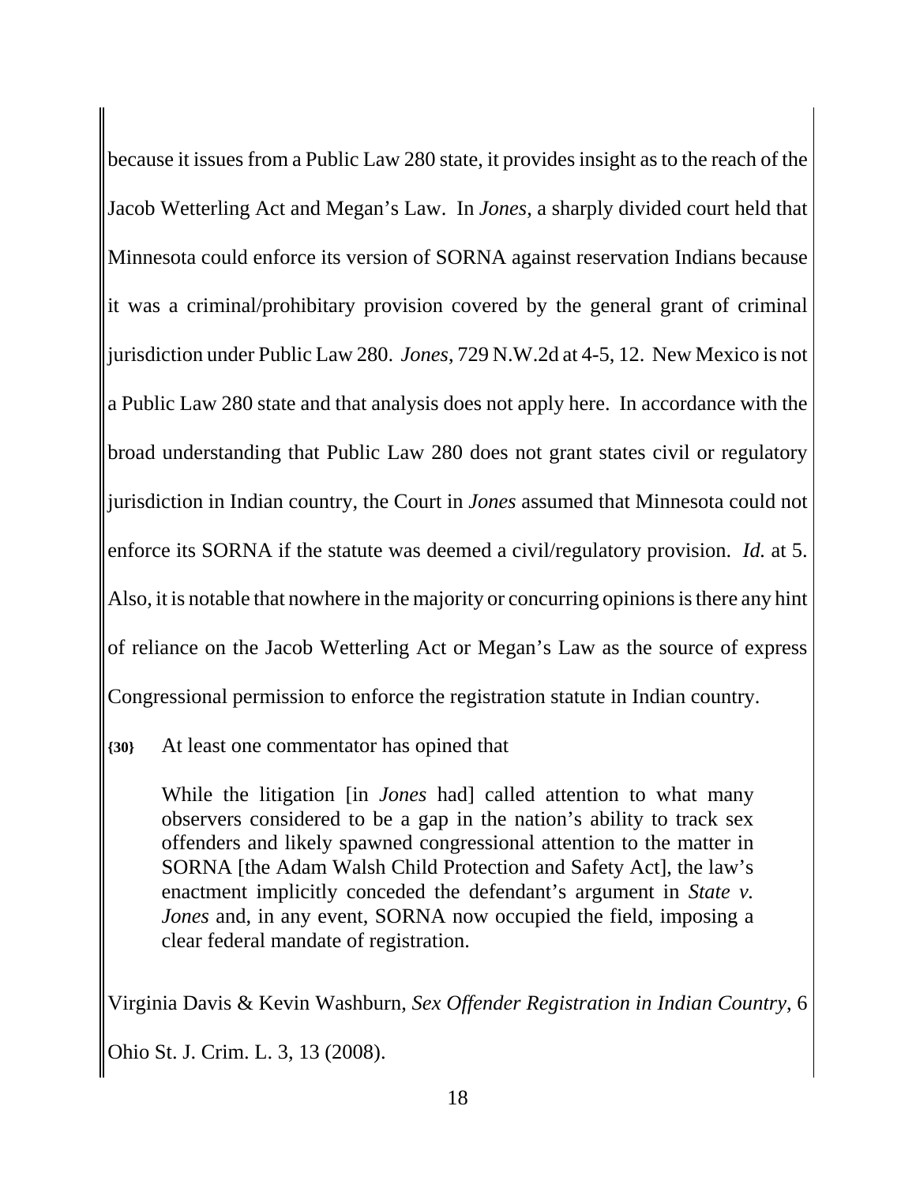because it issues from a Public Law 280 state, it provides insight as to the reach of the Jacob Wetterling Act and Megan's Law. In *Jones*, a sharply divided court held that Minnesota could enforce its version of SORNA against reservation Indians because it was a criminal/prohibitary provision covered by the general grant of criminal jurisdiction under Public Law 280. *Jones*, 729 N.W.2d at 4-5, 12. New Mexico is not a Public Law 280 state and that analysis does not apply here. In accordance with the broad understanding that Public Law 280 does not grant states civil or regulatory jurisdiction in Indian country, the Court in *Jones* assumed that Minnesota could not enforce its SORNA if the statute was deemed a civil/regulatory provision. *Id.* at 5. Also, it is notable that nowhere in the majority or concurring opinions is there any hint of reliance on the Jacob Wetterling Act or Megan's Law as the source of express Congressional permission to enforce the registration statute in Indian country.

**{30}** At least one commentator has opined that

> While the litigation [in *Jones* had] called attention to what many observers considered to be a gap in the nation's ability to track sex offenders and likely spawned congressional attention to the matter in SORNA [the Adam Walsh Child Protection and Safety Act], the law's enactment implicitly conceded the defendant's argument in *State v. Jones* and, in any event, SORNA now occupied the field, imposing a clear federal mandate of registration.

Virginia Davis & Kevin Washburn, *Sex Offender Registration in Indian Country*, 6 Ohio St. J. Crim. L. 3, 13 (2008).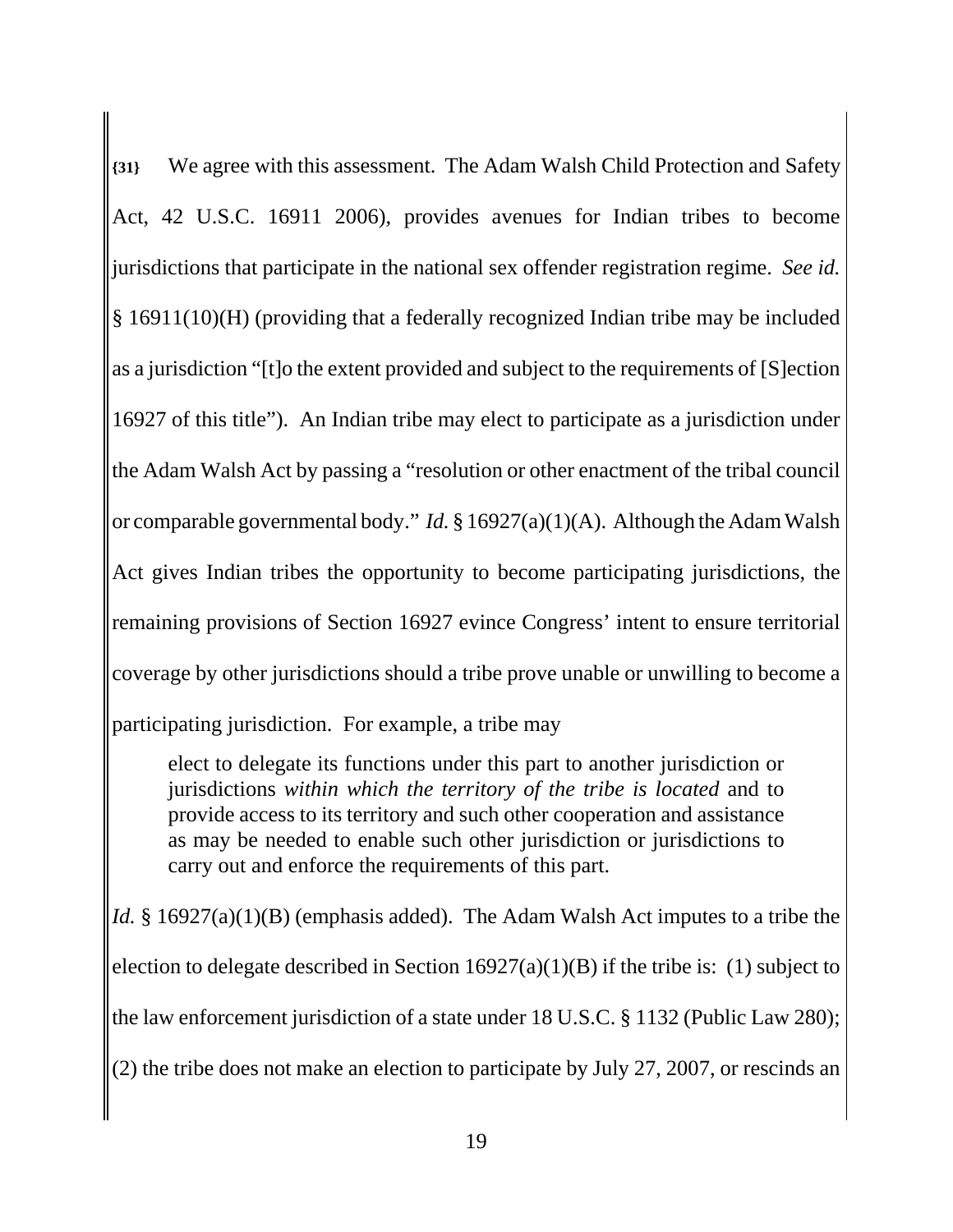{31} We agree with this assessment. The Adam Walsh Child Protection and Safety Act, 42 U.S.C. 16911 2006), provides avenues for Indian tribes to become jurisdictions that participate in the national sex offender registration regime. *See id.* § 16911(10)(H) (providing that a federally recognized Indian tribe may be included as a jurisdiction "[t]o the extent provided and subject to the requirements of [S]ection 16927 of this title"). An Indian tribe may elect to participate as a jurisdiction under the Adam Walsh Act by passing a "resolution or other enactment of the tribal council or comparable governmental body." *Id.* § 16927(a)(1)(A). Although the Adam Walsh Act gives Indian tribes the opportunity to become participating jurisdictions, the remaining provisions of Section 16927 evince Congress' intent to ensure territorial coverage by other jurisdictions should a tribe prove unable or unwilling to become a participating jurisdiction. For example, a tribe may

> elect to delegate its functions under this part to another jurisdiction or jurisdictions *within which the territory of the tribe is located* and to provide access to its territory and such other cooperation and assistance as may be needed to enable such other jurisdiction or jurisdictions to carry out and enforce the requirements of this part.

*Id.* § 16927(a)(1)(B) (emphasis added). The Adam Walsh Act imputes to a tribe the election to delegate described in Section 16927(a)(1)(B) if the tribe is: (1) subject to the law enforcement jurisdiction of a state under 18 U.S.C. § 1132 (Public Law 280); (2) the tribe does not make an election to participate by July 27, 2007, or rescinds an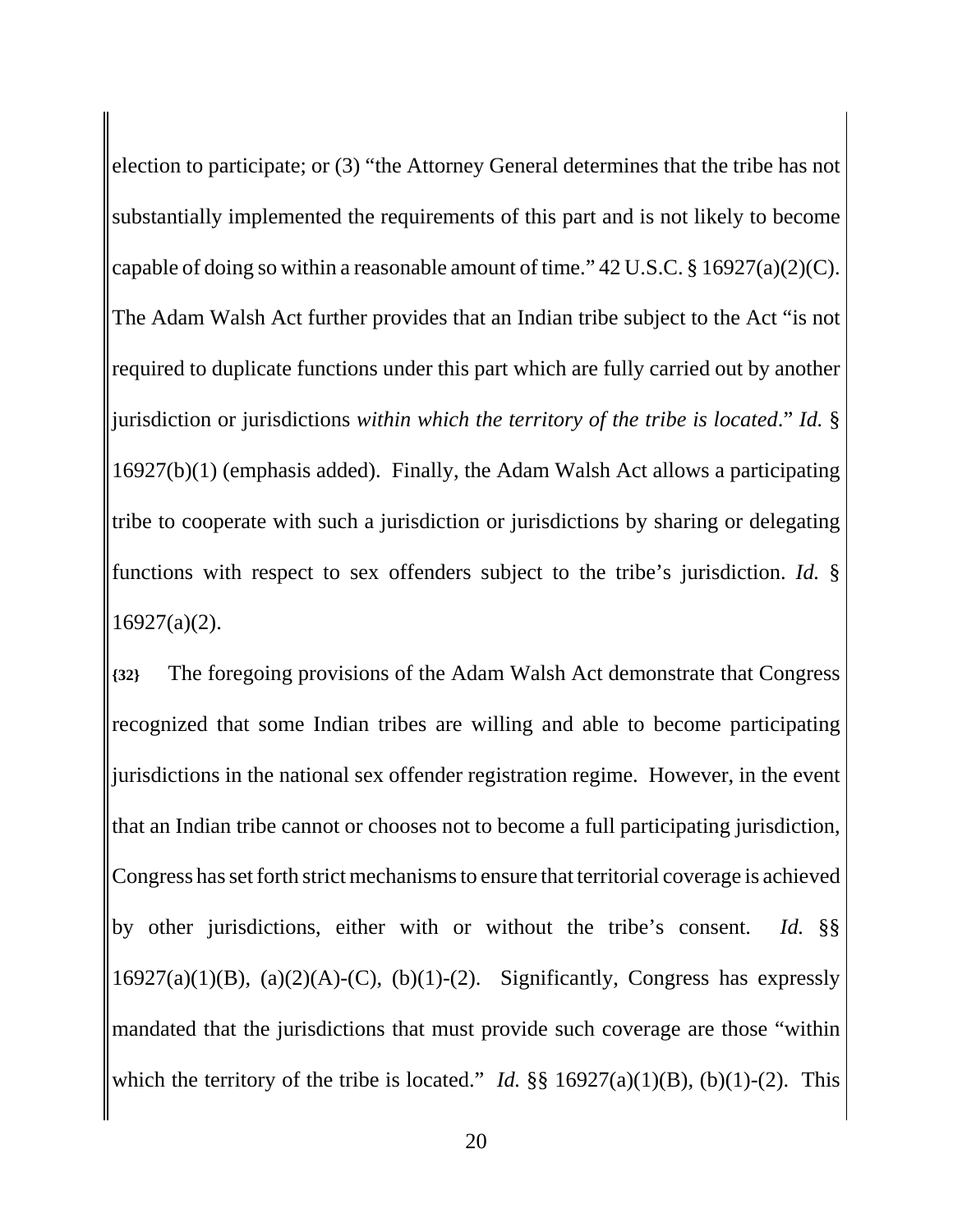election to participate; or (3) "the Attorney General determines that the tribe has not substantially implemented the requirements of this part and is not likely to become capable of doing so within a reasonable amount of time." 42 U.S.C. § 16927(a)(2)(C). The Adam Walsh Act further provides that an Indian tribe subject to the Act "is not required to duplicate functions under this part which are fully carried out by another jurisdiction or jurisdictions *within which the territory of the tribe is located*." *Id.* § 16927(b)(1) (emphasis added). Finally, the Adam Walsh Act allows a participating tribe to cooperate with such a jurisdiction or jurisdictions by sharing or delegating functions with respect to sex offenders subject to the tribe's jurisdiction. *Id.* § 16927(a)(2).

**{32}** The foregoing provisions of the Adam Walsh Act demonstrate that Congress recognized that some Indian tribes are willing and able to become participating jurisdictions in the national sex offender registration regime. However, in the event that an Indian tribe cannot or chooses not to become a full participating jurisdiction, Congress has set forth strict mechanisms to ensure that territorial coverage is achieved by other jurisdictions, either with or without the tribe's consent. *Id.* §§ 16927(a)(1)(B), (a)(2)(A)-(C), (b)(1)-(2). Significantly, Congress has expressly mandated that the jurisdictions that must provide such coverage are those "within which the territory of the tribe is located." *Id.* §§ 16927(a)(1)(B), (b)(1)-(2). This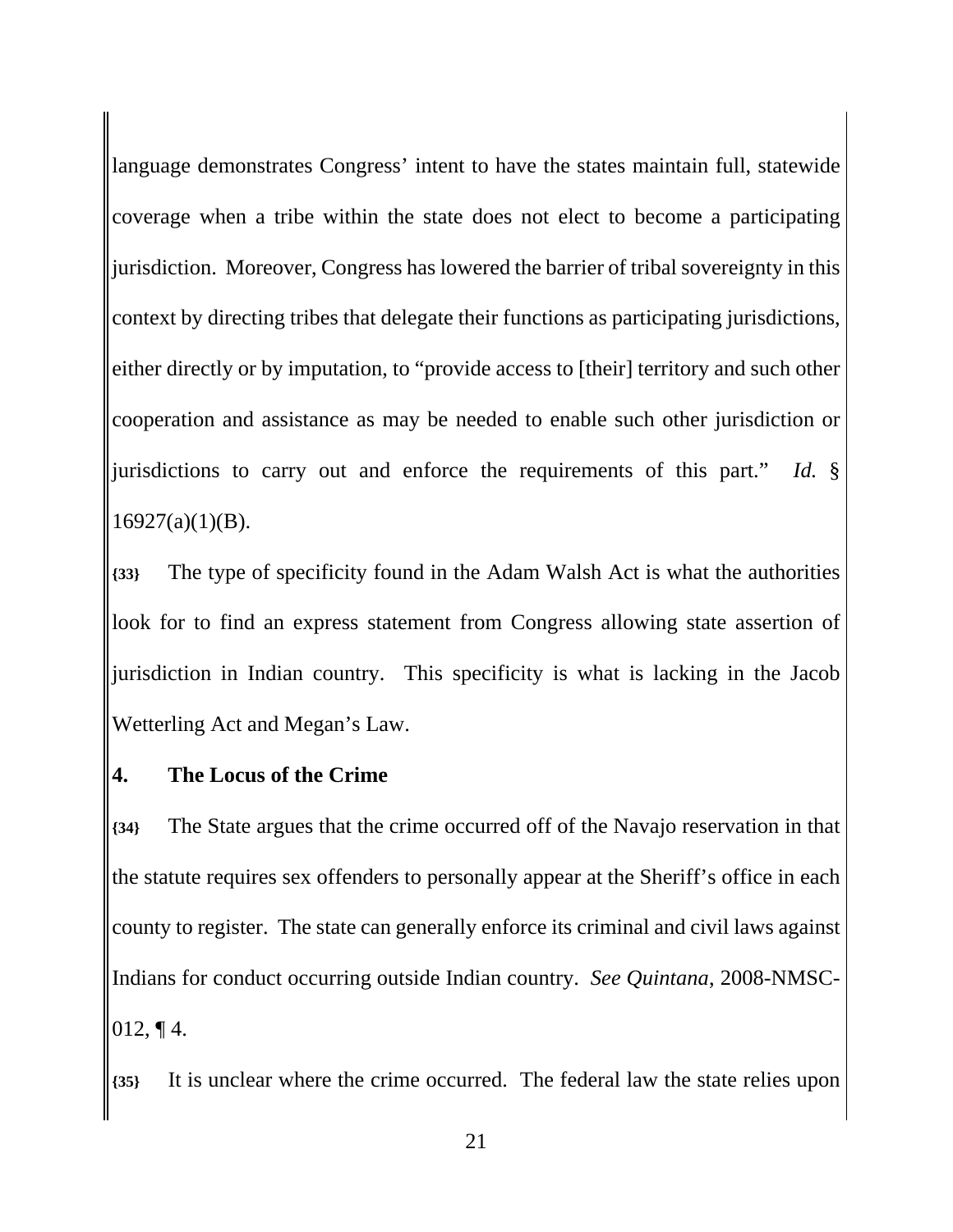language demonstrates Congress' intent to have the states maintain full, statewide coverage when a tribe within the state does not elect to become a participating jurisdiction. Moreover, Congress has lowered the barrier of tribal sovereignty in this context by directing tribes that delegate their functions as participating jurisdictions, either directly or by imputation, to "provide access to [their] territory and such other cooperation and assistance as may be needed to enable such other jurisdiction or jurisdictions to carry out and enforce the requirements of this part." *Id.* § 16927(a)(1)(B).

**{33}** The type of specificity found in the Adam Walsh Act is what the authorities look for to find an express statement from Congress allowing state assertion of jurisdiction in Indian country. This specificity is what is lacking in the Jacob Wetterling Act and Megan's Law.

**4. The Locus of the Crime**

**{34}** The State argues that the crime occurred off of the Navajo reservation in that the statute requires sex offenders to personally appear at the Sheriff's office in each county to register. The state can generally enforce its criminal and civil laws against Indians for conduct occurring outside Indian country. *See Quintana*, 2008-NMSC-012, ¶ 4.

**{35}** It is unclear where the crime occurred. The federal law the state relies upon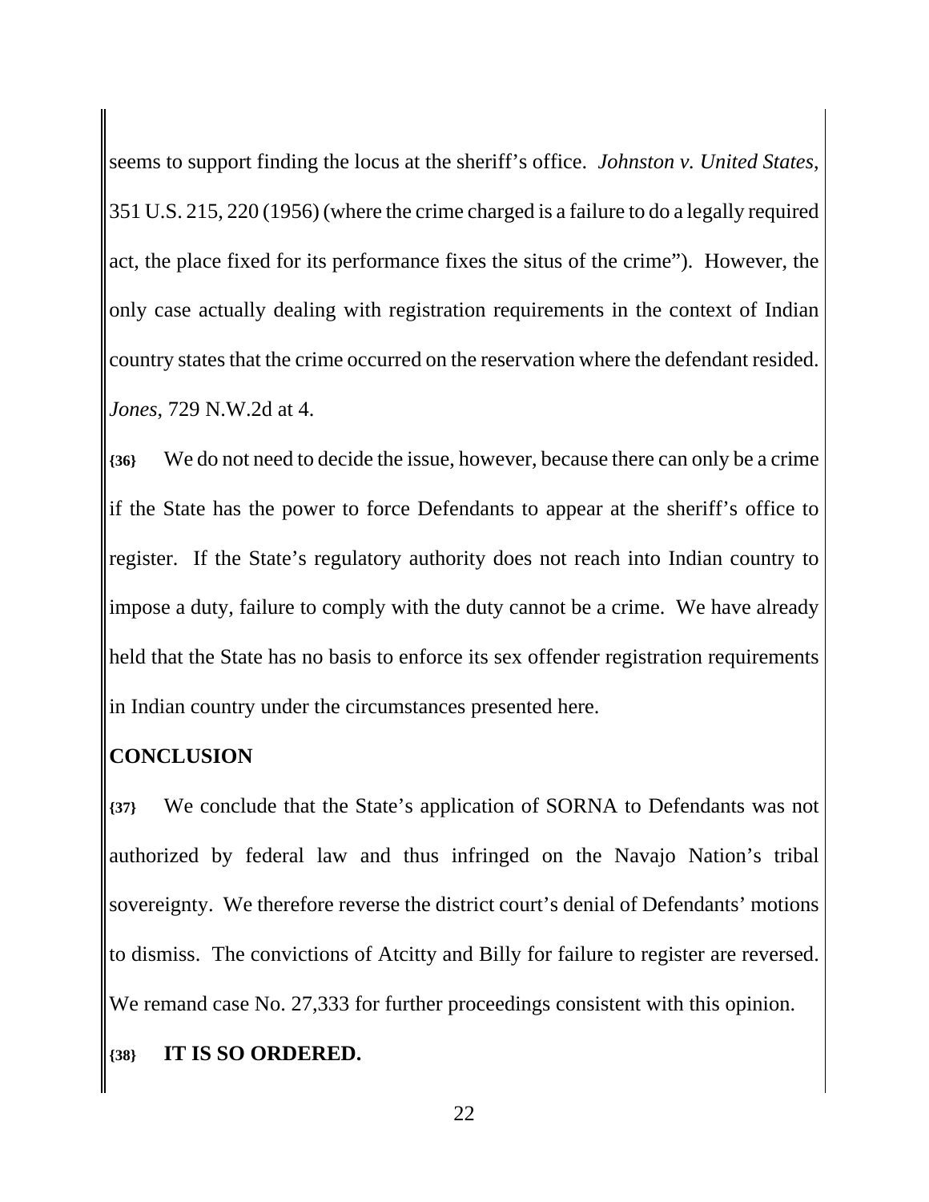seems to support finding the locus at the sheriff's office. *Johnston v. United States*, 351 U.S. 215, 220 (1956) (where the crime charged is a failure to do a legally required act, the place fixed for its performance fixes the situs of the crime"). However, the only case actually dealing with registration requirements in the context of Indian country states that the crime occurred on the reservation where the defendant resided. *Jones*, 729 N.W.2d at 4.

**{36}** We do not need to decide the issue, however, because there can only be a crime if the State has the power to force Defendants to appear at the sheriff's office to register. If the State's regulatory authority does not reach into Indian country to impose a duty, failure to comply with the duty cannot be a crime. We have already held that the State has no basis to enforce its sex offender registration requirements in Indian country under the circumstances presented here.

## CONCLUSION

**{37}** We conclude that the State's application of SORNA to Defendants was not authorized by federal law and thus infringed on the Navajo Nation's tribal sovereignty. We therefore reverse the district court's denial of Defendants' motions to dismiss. The convictions of Atcitty and Billy for failure to register are reversed. We remand case No. 27,333 for further proceedings consistent with this opinion.

**{38}** **IT IS SO ORDERED.**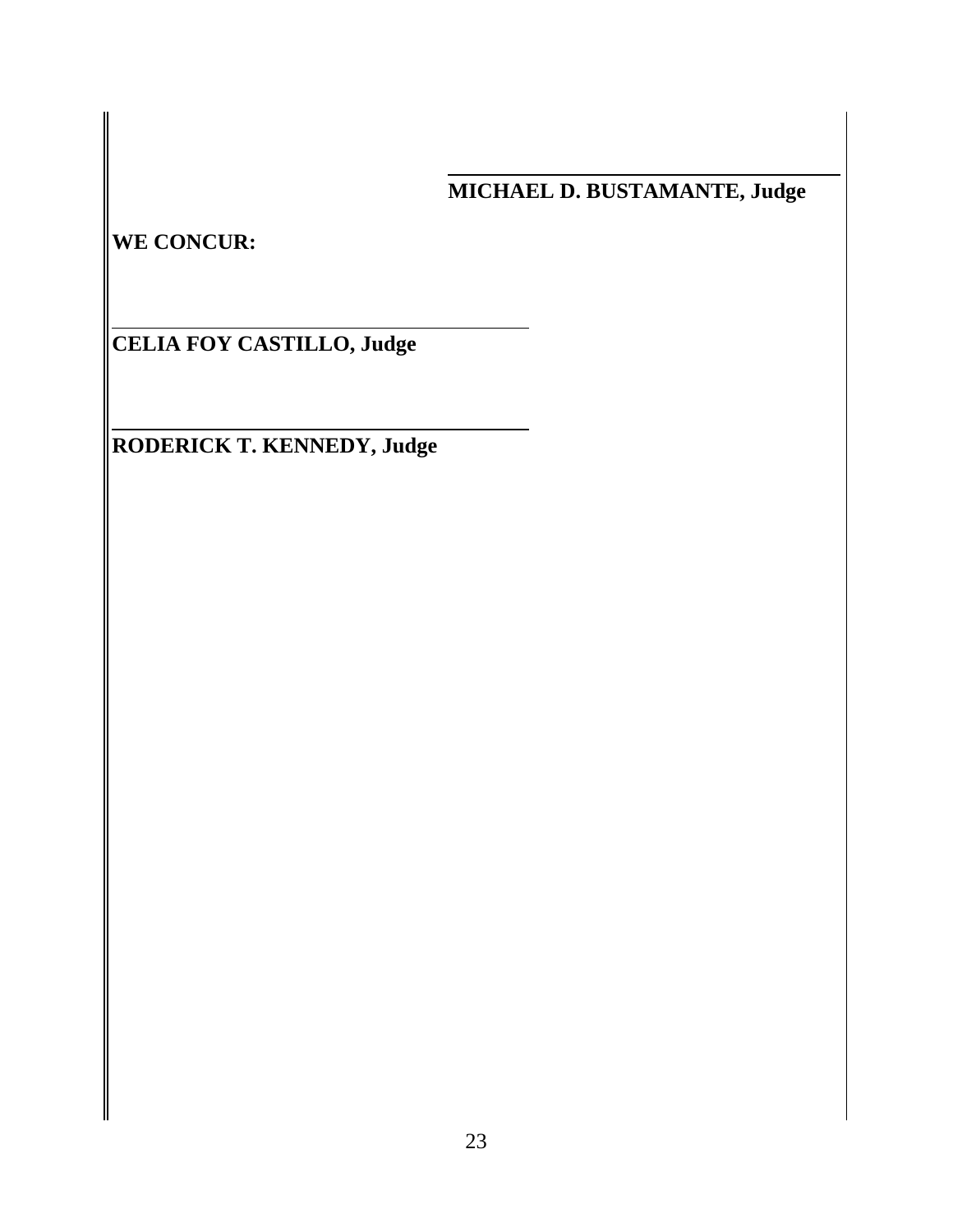___________________________________

**MICHAEL D. BUSTAMANTE, Judge**

**WE CONCUR:**

___________________________________

**CELIA FOY CASTILLO, Judge**

___________________________________

**RODERICK T. KENNEDY, Judge**